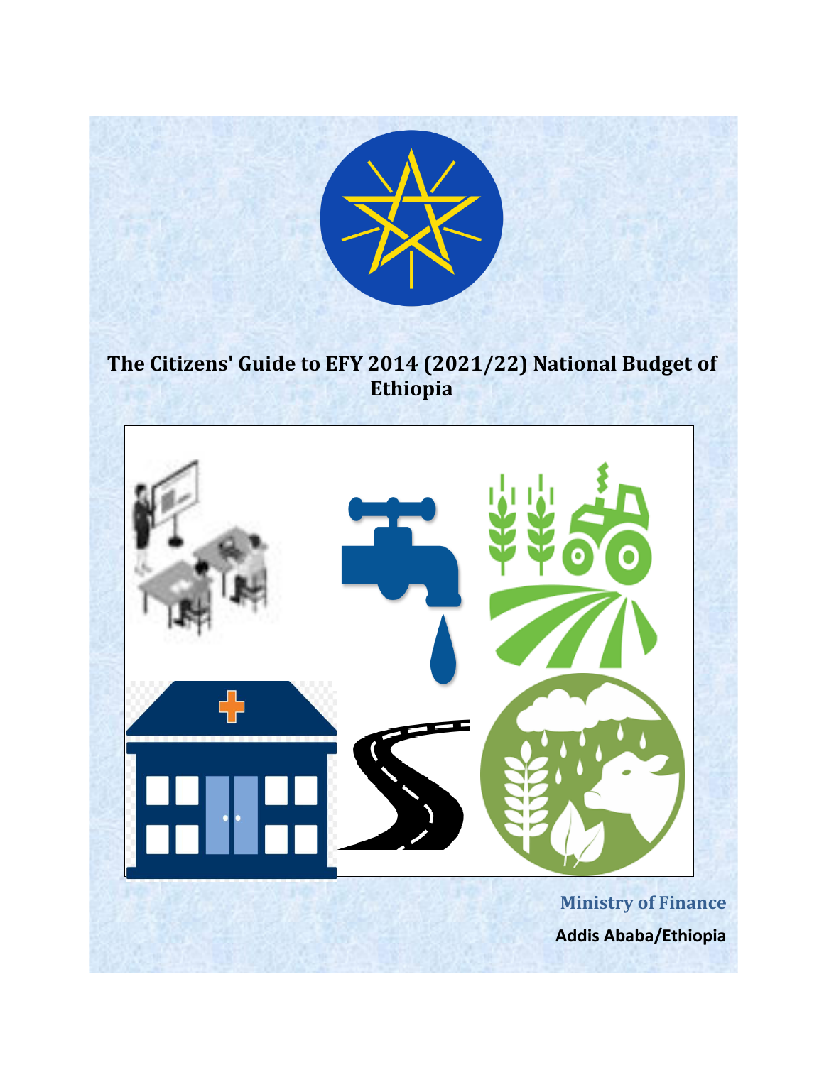# The Citizens' Guide to EFY 2014 (2021/22) National Budget of Ethiopia

**Ministry of Finance**

**Addis Ababa/Ethiopia**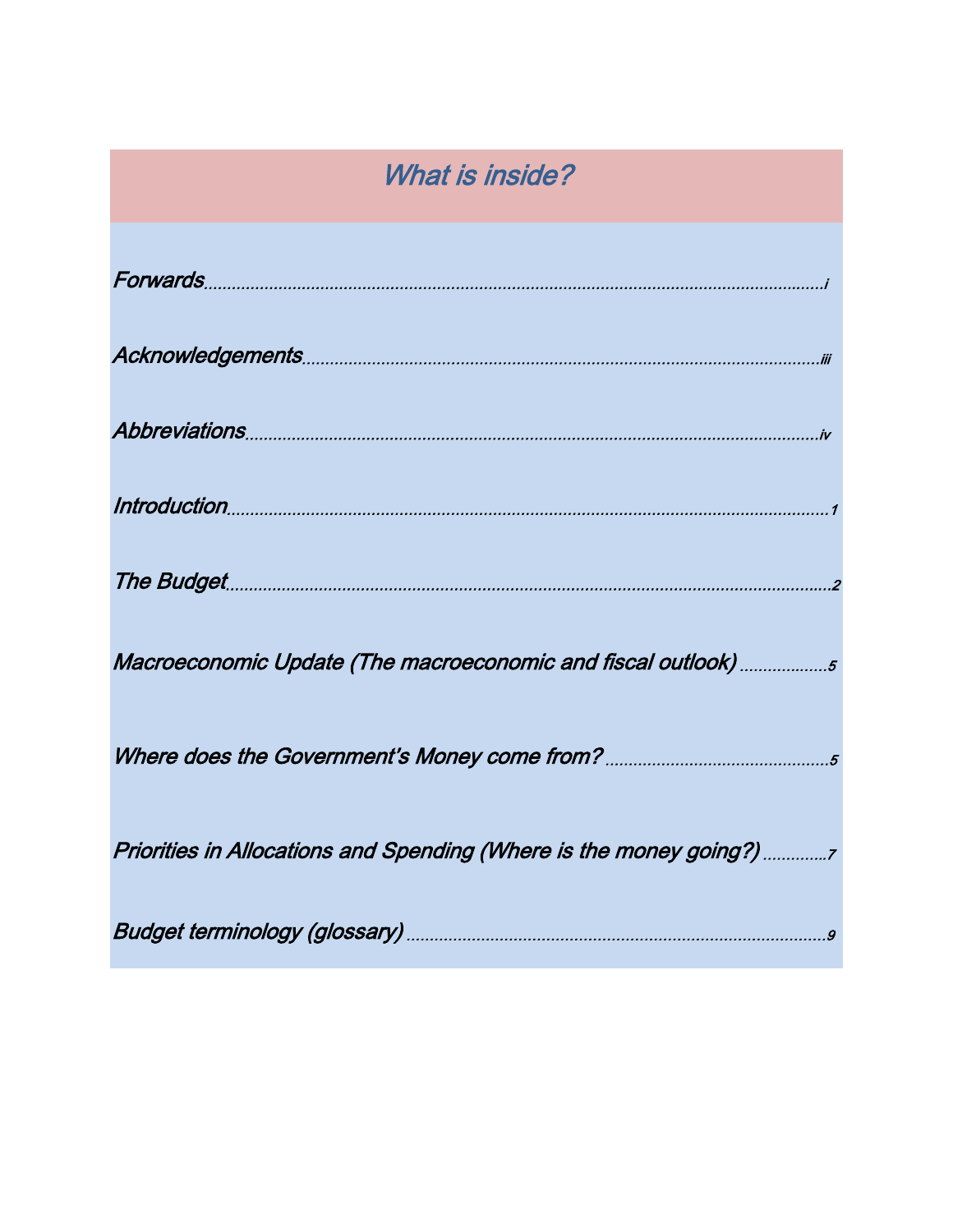# *What is inside?*

*Forwards*...........................................................................................................................*i*

*Acknowledgements*...............................................................................................................*iii*

*Abbreviations*.........................................................................................................................*iv*

*Introduction*.............................................................................................................................*1*

*The Budget*..............................................................................................................................*2*

*Macroeconomic Update (The macroeconomic and fiscal outlook)* ..................*5*

*Where does the Government's Money come from?* ...............................................*5*

*Priorities in Allocations and Spending (Where is the money going?)* .............*7*

*Budget terminology (glossary)* .........................................................................................*9*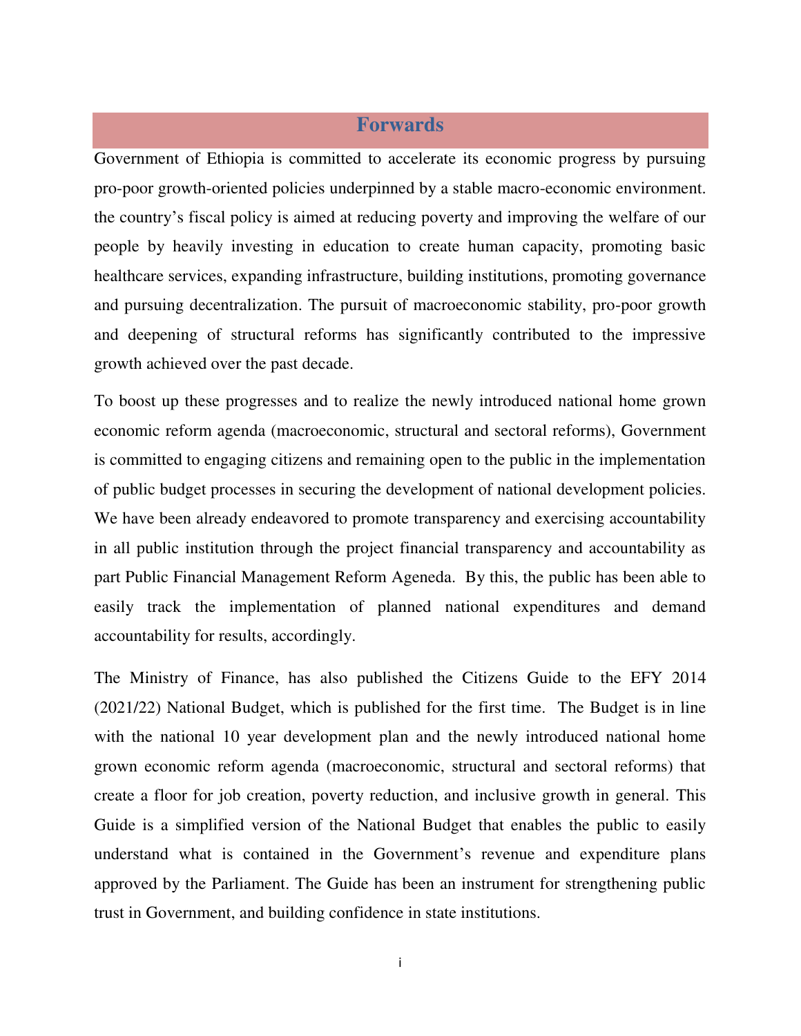# Forwards

Government of Ethiopia is committed to accelerate its economic progress by pursuing pro-poor growth-oriented policies underpinned by a stable macro-economic environment. the country's fiscal policy is aimed at reducing poverty and improving the welfare of our people by heavily investing in education to create human capacity, promoting basic healthcare services, expanding infrastructure, building institutions, promoting governance and pursuing decentralization. The pursuit of macroeconomic stability, pro-poor growth and deepening of structural reforms has significantly contributed to the impressive growth achieved over the past decade.

To boost up these progresses and to realize the newly introduced national home grown economic reform agenda (macroeconomic, structural and sectoral reforms), Government is committed to engaging citizens and remaining open to the public in the implementation of public budget processes in securing the development of national development policies. We have been already endeavored to promote transparency and exercising accountability in all public institution through the project financial transparency and accountability as part Public Financial Management Reform Ageneda. By this, the public has been able to easily track the implementation of planned national expenditures and demand accountability for results, accordingly.

The Ministry of Finance, has also published the Citizens Guide to the EFY 2014 (2021/22) National Budget, which is published for the first time. The Budget is in line with the national 10 year development plan and the newly introduced national home grown economic reform agenda (macroeconomic, structural and sectoral reforms) that create a floor for job creation, poverty reduction, and inclusive growth in general. This Guide is a simplified version of the National Budget that enables the public to easily understand what is contained in the Government's revenue and expenditure plans approved by the Parliament. The Guide has been an instrument for strengthening public trust in Government, and building confidence in state institutions.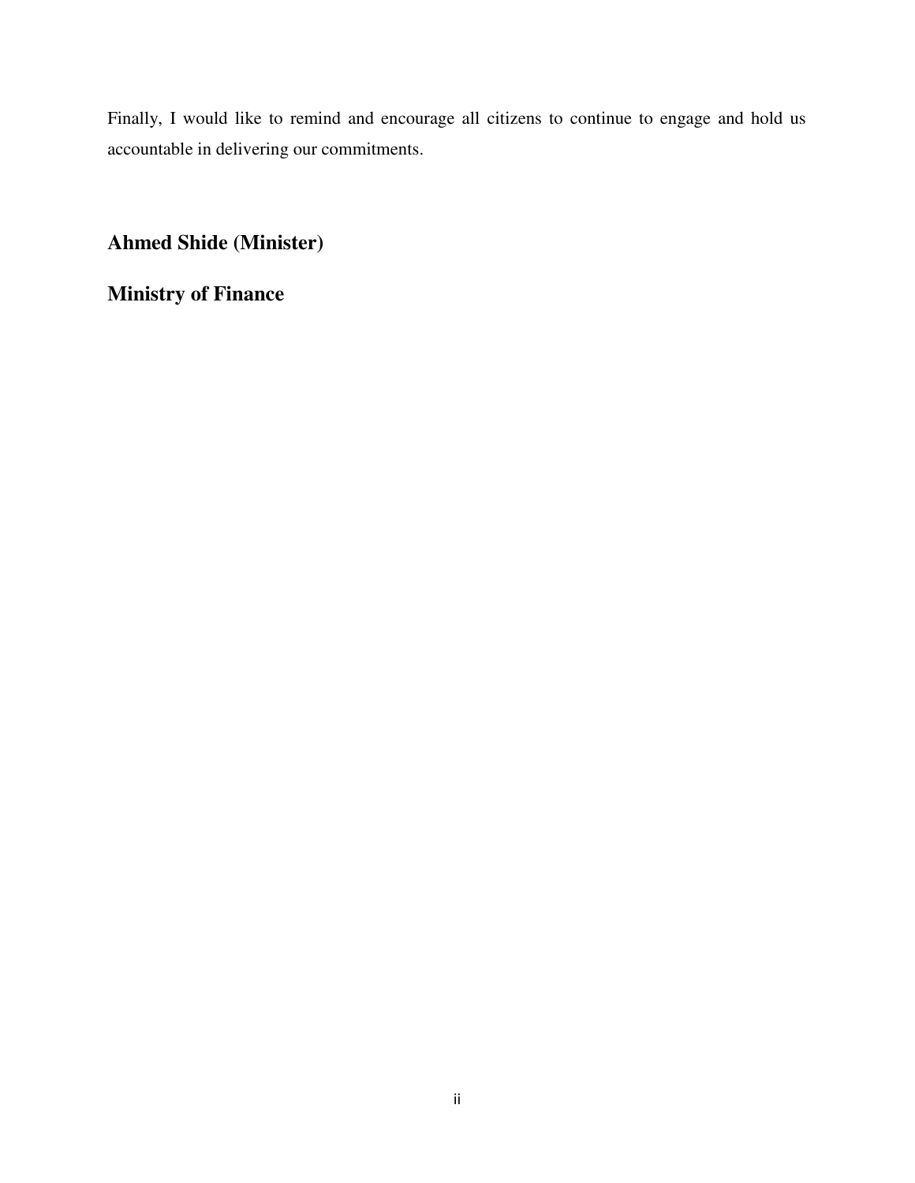Finally, I would like to remind and encourage all citizens to continue to engage and hold us accountable in delivering our commitments.

**Ahmed Shide (Minister)**

**Ministry of Finance**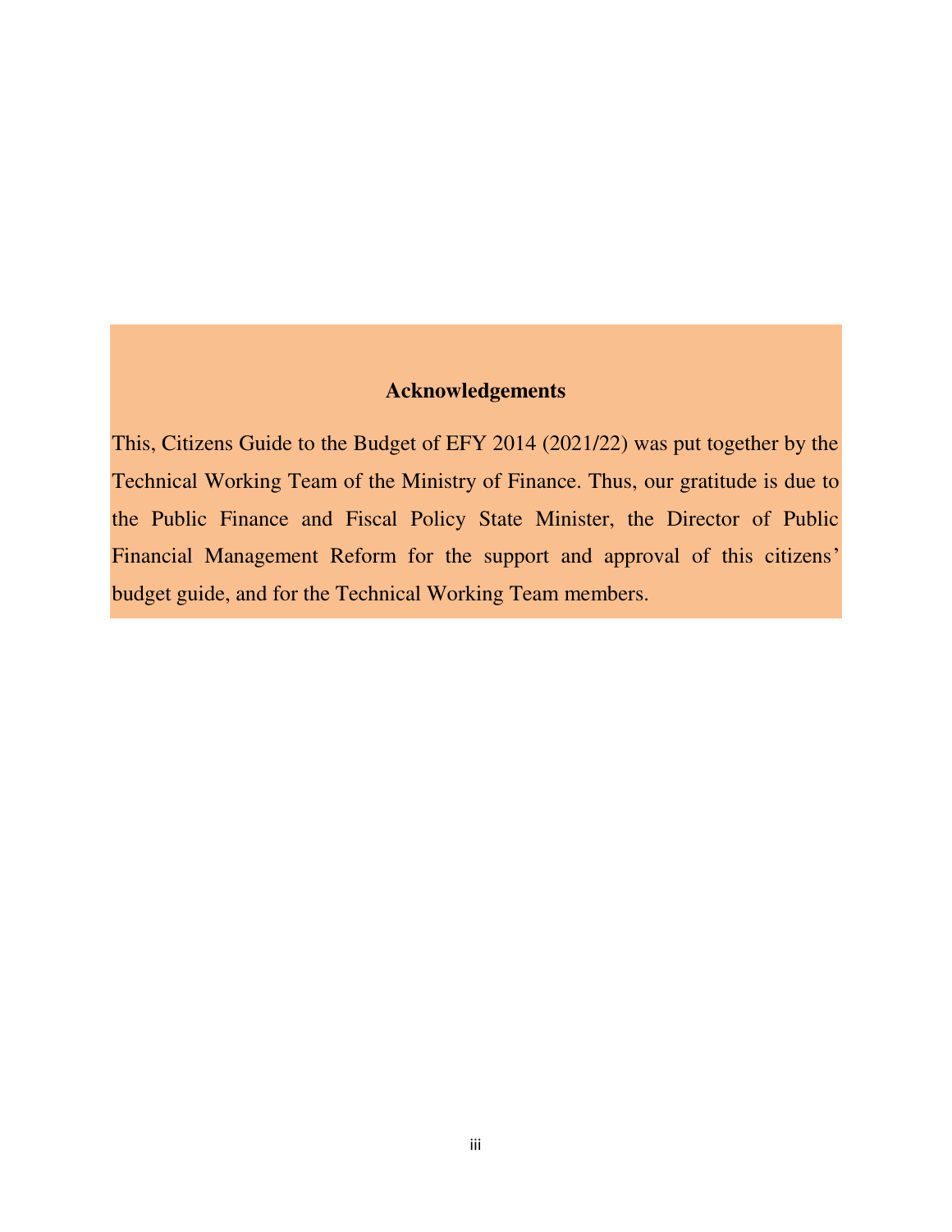## Acknowledgements

This, Citizens Guide to the Budget of EFY 2014 (2021/22) was put together by the Technical Working Team of the Ministry of Finance. Thus, our gratitude is due to the Public Finance and Fiscal Policy State Minister, the Director of Public Financial Management Reform for the support and approval of this citizens' budget guide, and for the Technical Working Team members.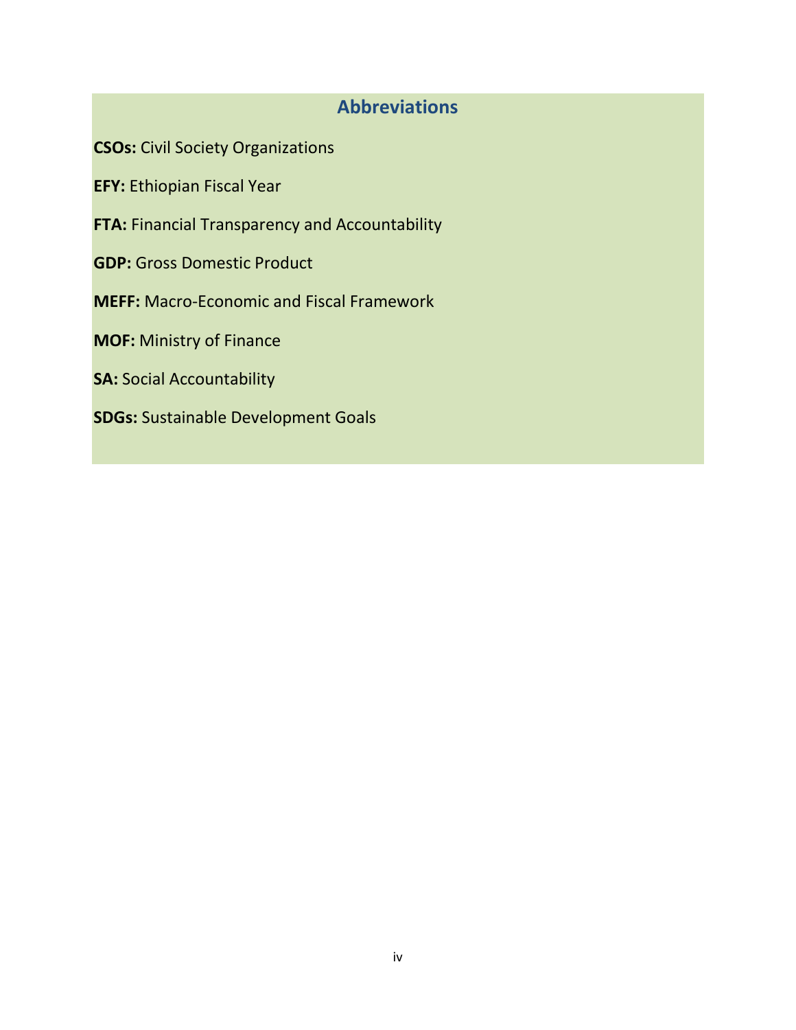## Abbreviations

**CSOs:** Civil Society Organizations

**EFY:** Ethiopian Fiscal Year

**FTA:** Financial Transparency and Accountability

**GDP:** Gross Domestic Product

**MEFF:** Macro-Economic and Fiscal Framework

**MOF:** Ministry of Finance

**SA:** Social Accountability

**SDGs:** Sustainable Development Goals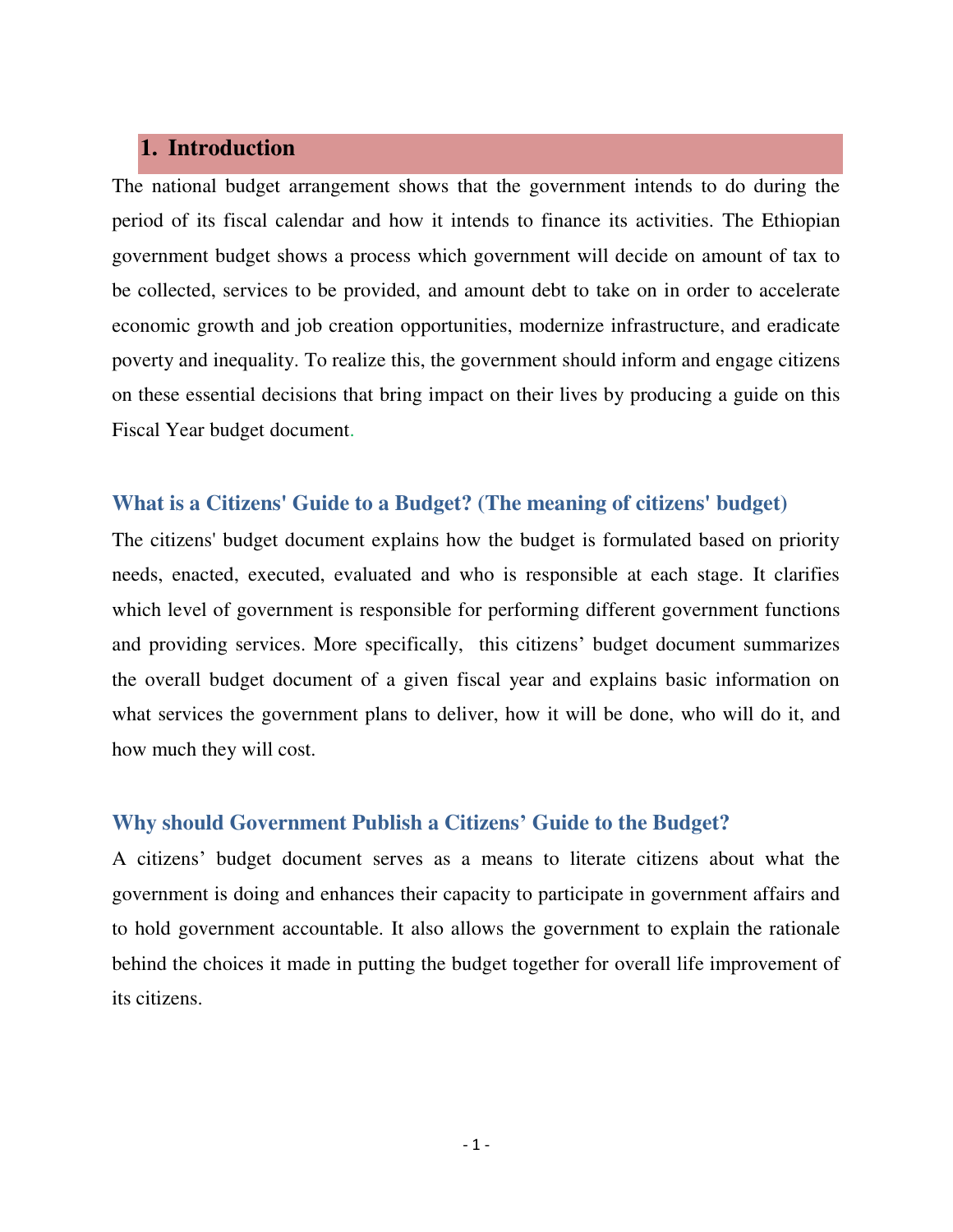# 1. Introduction

The national budget arrangement shows that the government intends to do during the period of its fiscal calendar and how it intends to finance its activities. The Ethiopian government budget shows a process which government will decide on amount of tax to be collected, services to be provided, and amount debt to take on in order to accelerate economic growth and job creation opportunities, modernize infrastructure, and eradicate poverty and inequality. To realize this, the government should inform and engage citizens on these essential decisions that bring impact on their lives by producing a guide on this Fiscal Year budget document.

## What is a Citizens' Guide to a Budget? (The meaning of citizens' budget)

The citizens' budget document explains how the budget is formulated based on priority needs, enacted, executed, evaluated and who is responsible at each stage. It clarifies which level of government is responsible for performing different government functions and providing services. More specifically, this citizens' budget document summarizes the overall budget document of a given fiscal year and explains basic information on what services the government plans to deliver, how it will be done, who will do it, and how much they will cost.

## Why should Government Publish a Citizens' Guide to the Budget?

A citizens' budget document serves as a means to literate citizens about what the government is doing and enhances their capacity to participate in government affairs and to hold government accountable. It also allows the government to explain the rationale behind the choices it made in putting the budget together for overall life improvement of its citizens.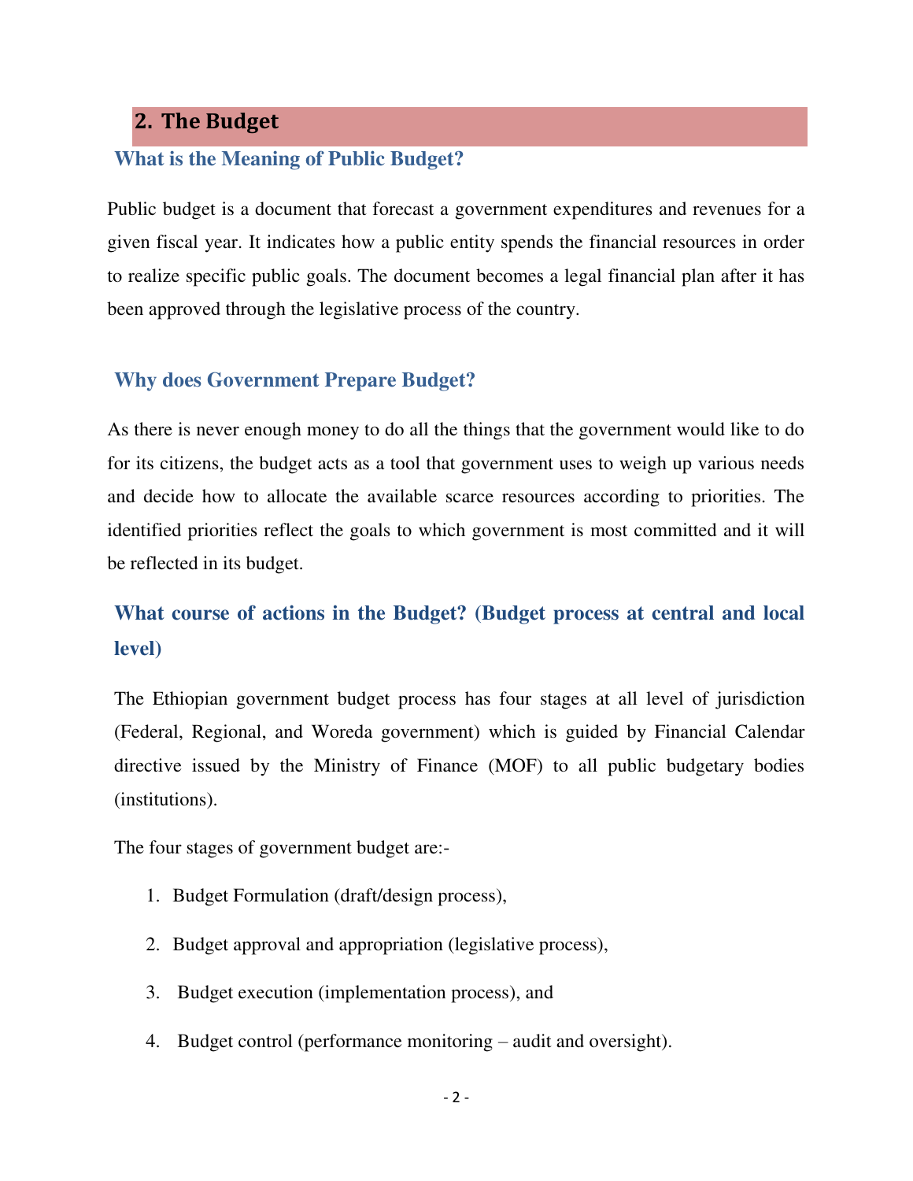## 2. The Budget

### What is the Meaning of Public Budget?

Public budget is a document that forecast a government expenditures and revenues for a given fiscal year. It indicates how a public entity spends the financial resources in order to realize specific public goals. The document becomes a legal financial plan after it has been approved through the legislative process of the country.

### Why does Government Prepare Budget?

As there is never enough money to do all the things that the government would like to do for its citizens, the budget acts as a tool that government uses to weigh up various needs and decide how to allocate the available scarce resources according to priorities. The identified priorities reflect the goals to which government is most committed and it will be reflected in its budget.

### What course of actions in the Budget? (Budget process at central and local level)

The Ethiopian government budget process has four stages at all level of jurisdiction (Federal, Regional, and Woreda government) which is guided by Financial Calendar directive issued by the Ministry of Finance (MOF) to all public budgetary bodies (institutions).

The four stages of government budget are:-

1. Budget Formulation (draft/design process),
2. Budget approval and appropriation (legislative process),
3. Budget execution (implementation process), and
4. Budget control (performance monitoring – audit and oversight).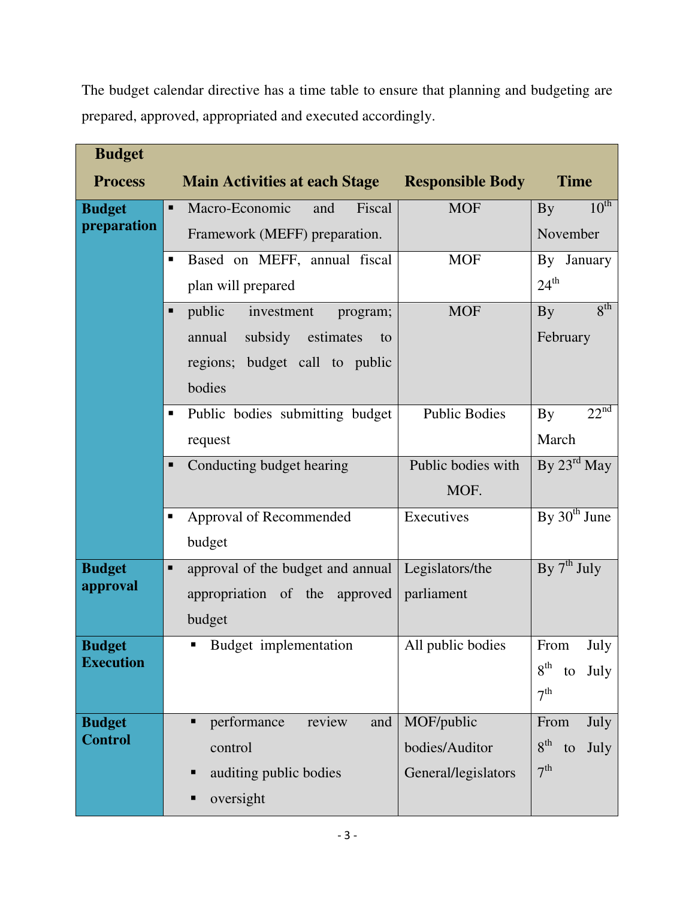The budget calendar directive has a time table to ensure that planning and budgeting are prepared, approved, appropriated and executed accordingly.

| Budget Process | Main Activities at each Stage | Responsible Body | Time |
|---|---|---|---|
| **Budget preparation** | ▪ Macro-Economic and Fiscal Framework (MEFF) preparation. | MOF | By 10th November |
| | ▪ Based on MEFF, annual fiscal plan will prepared | MOF | By January 24th |
| | ▪ public investment program; annual subsidy estimates to regions; budget call to public bodies | MOF | By 8th February |
| | ▪ Public bodies submitting budget request | Public Bodies | By 22nd March |
| | ▪ Conducting budget hearing | Public bodies with MOF. | By 23rd May |
| | ▪ Approval of Recommended budget | Executives | By 30th June |
| **Budget approval** | ▪ approval of the budget and annual appropriation of the approved budget | Legislators/the parliament | By 7th July |
| **Budget Execution** | ▪ Budget implementation | All public bodies | From July 8th to July 7th |
| **Budget Control** | ▪ performance review and control<br>▪ auditing public bodies<br>▪ oversight | MOF/public bodies/Auditor General/legislators | From July 8th to July 7th |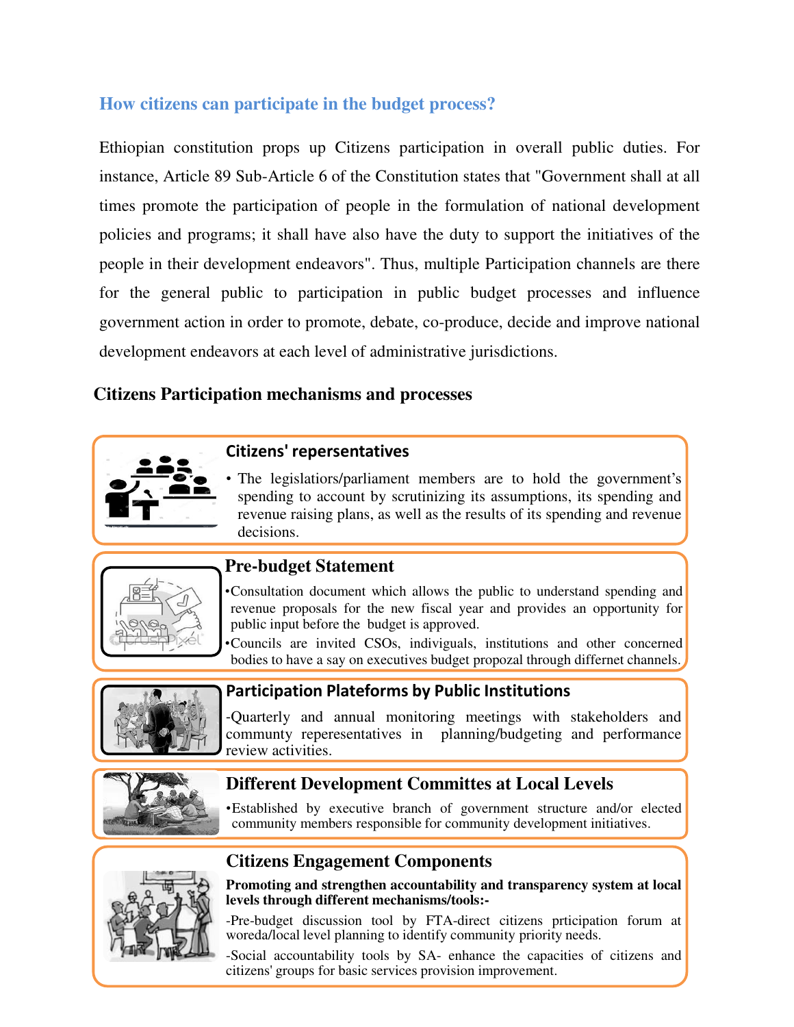## How citizens can participate in the budget process?

Ethiopian constitution props up Citizens participation in overall public duties. For instance, Article 89 Sub-Article 6 of the Constitution states that "Government shall at all times promote the participation of people in the formulation of national development policies and programs; it shall have also have the duty to support the initiatives of the people in their development endeavors". Thus, multiple Participation channels are there for the general public to participation in public budget processes and influence government action in order to promote, debate, co-produce, decide and improve national development endeavors at each level of administrative jurisdictions.

### Citizens Participation mechanisms and processes

#### Citizens' repersentatives

- The legislatiors/parliament members are to hold the government's spending to account by scrutinizing its assumptions, its spending and revenue raising plans, as well as the results of its spending and revenue decisions.

#### Pre-budget Statement

- Consultation document which allows the public to understand spending and revenue proposals for the new fiscal year and provides an opportunity for public input before the budget is approved.
- Councils are invited CSOs, indiviguals, institutions and other concerned bodies to have a say on executives budget propozal through differnet channels.

#### Participation Plateforms by Public Institutions

-Quarterly and annual monitoring meetings with stakeholders and communty reperesentatives in planning/budgeting and performance review activities.

#### Different Development Committes at Local Levels

- Established by executive branch of government structure and/or elected community members responsible for community development initiatives.

#### Citizens Engagement Components

**Promoting and strengthen accountability and transparency system at local levels through different mechanisms/tools:-**

-Pre-budget discussion tool by FTA-direct citizens prticipation forum at woreda/local level planning to identify community priority needs.

-Social accountability tools by SA- enhance the capacities of citizens and citizens' groups for basic services provision improvement.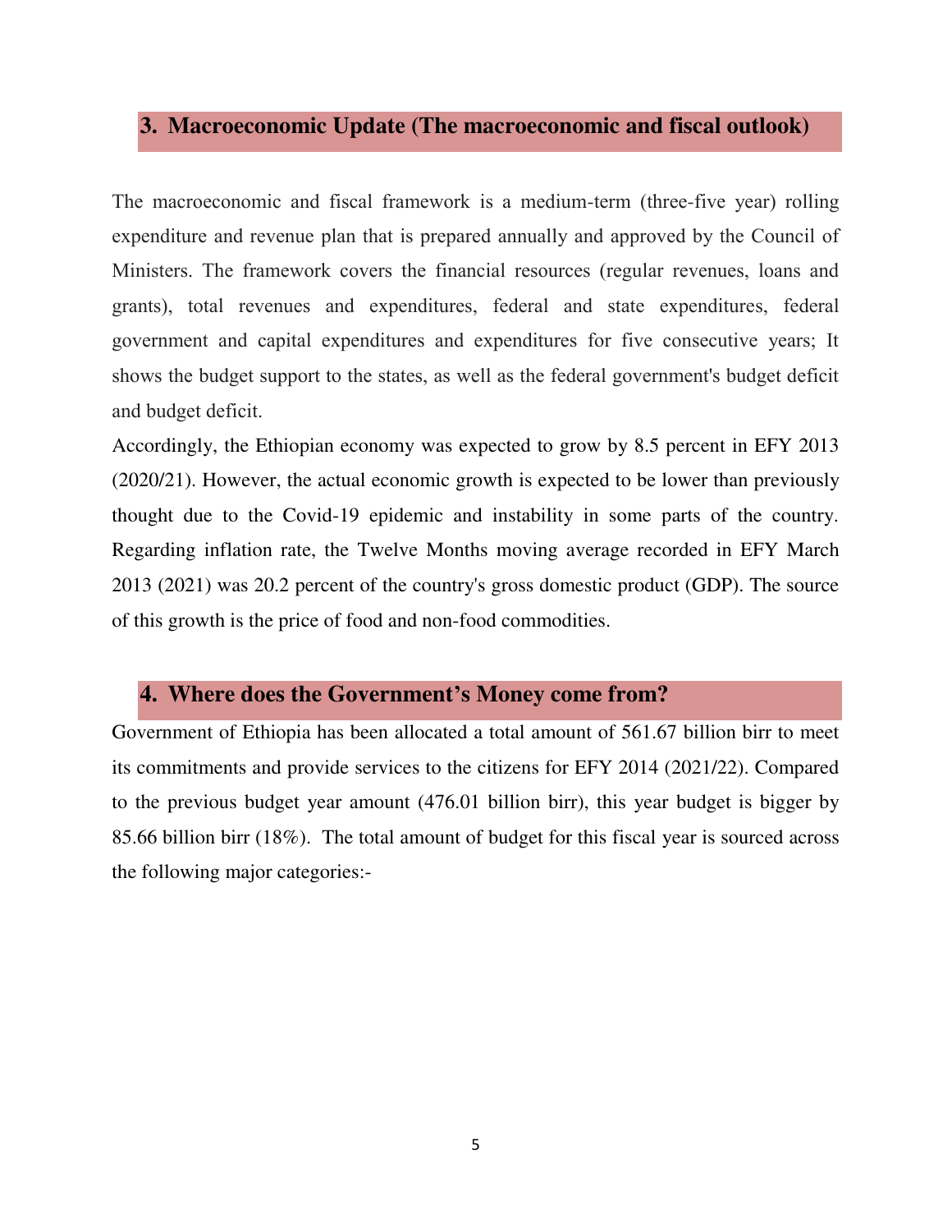## 3. Macroeconomic Update (The macroeconomic and fiscal outlook)

The macroeconomic and fiscal framework is a medium-term (three-five year) rolling expenditure and revenue plan that is prepared annually and approved by the Council of Ministers. The framework covers the financial resources (regular revenues, loans and grants), total revenues and expenditures, federal and state expenditures, federal government and capital expenditures and expenditures for five consecutive years; It shows the budget support to the states, as well as the federal government's budget deficit and budget deficit.

Accordingly, the Ethiopian economy was expected to grow by 8.5 percent in EFY 2013 (2020/21). However, the actual economic growth is expected to be lower than previously thought due to the Covid-19 epidemic and instability in some parts of the country. Regarding inflation rate, the Twelve Months moving average recorded in EFY March 2013 (2021) was 20.2 percent of the country's gross domestic product (GDP). The source of this growth is the price of food and non-food commodities.

## 4. Where does the Government's Money come from?

Government of Ethiopia has been allocated a total amount of 561.67 billion birr to meet its commitments and provide services to the citizens for EFY 2014 (2021/22). Compared to the previous budget year amount (476.01 billion birr), this year budget is bigger by 85.66 billion birr (18%). The total amount of budget for this fiscal year is sourced across the following major categories:-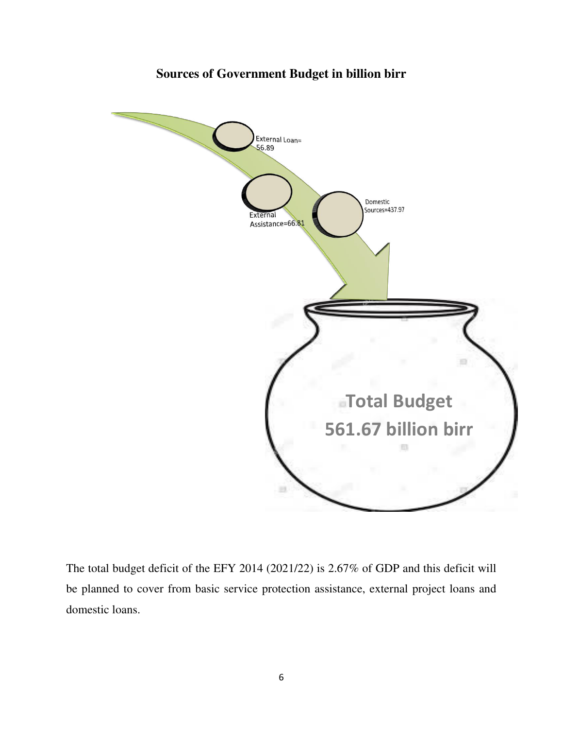**Sources of Government Budget in billion birr**

External Loan= 56.89

External Assistance=66.81

Domestic Sources=437.97

Total Budget 561.67 billion birr

The total budget deficit of the EFY 2014 (2021/22) is 2.67% of GDP and this deficit will be planned to cover from basic service protection assistance, external project loans and domestic loans.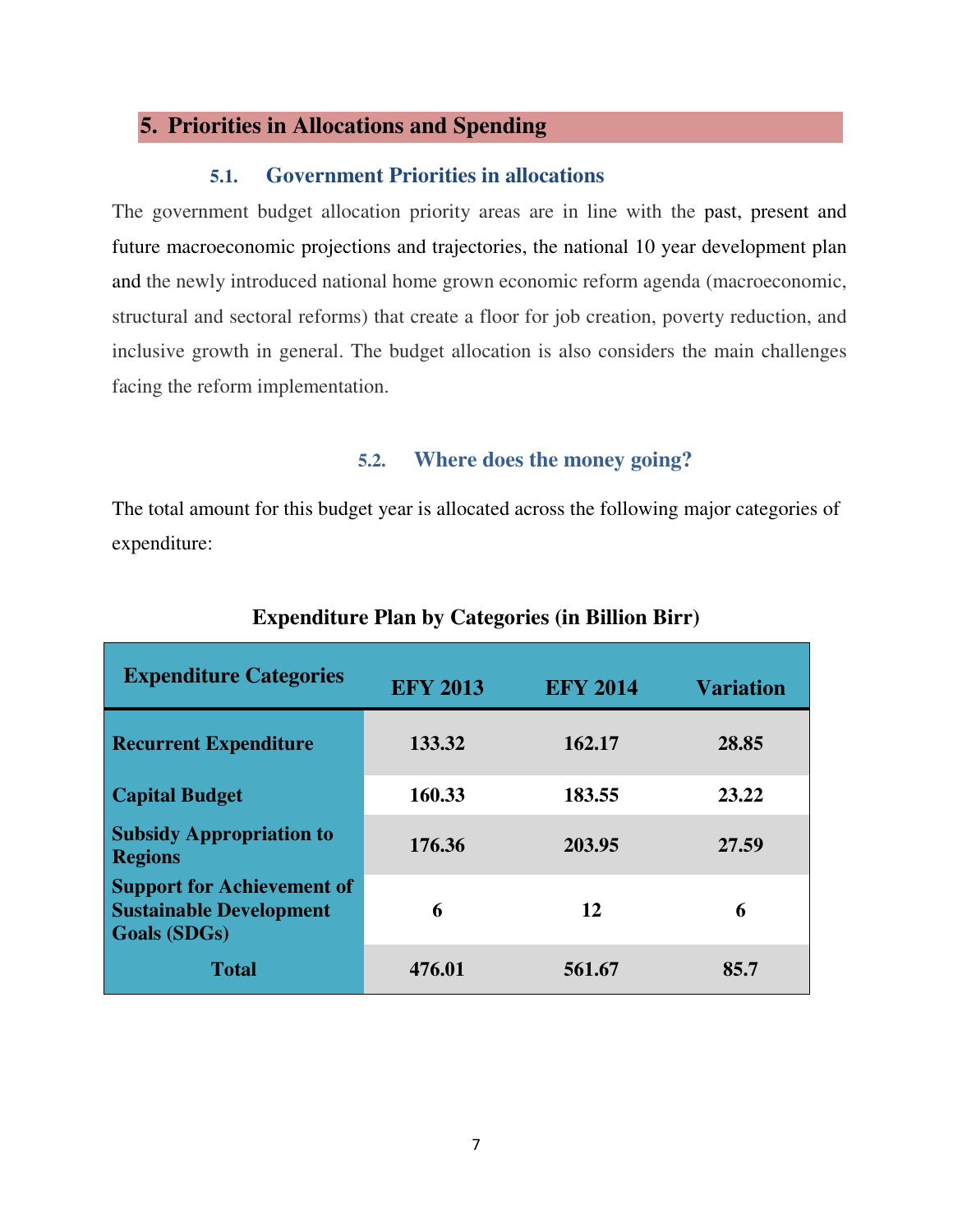## 5. Priorities in Allocations and Spending

### 5.1. Government Priorities in allocations

The government budget allocation priority areas are in line with the past, present and future macroeconomic projections and trajectories, the national 10 year development plan and the newly introduced national home grown economic reform agenda (macroeconomic, structural and sectoral reforms) that create a floor for job creation, poverty reduction, and inclusive growth in general. The budget allocation is also considers the main challenges facing the reform implementation.

### 5.2. Where does the money going?

The total amount for this budget year is allocated across the following major categories of expenditure:

**Expenditure Plan by Categories (in Billion Birr)**

| Expenditure Categories | EFY 2013 | EFY 2014 | Variation |
|---|---|---|---|
| **Recurrent Expenditure** | 133.32 | 162.17 | 28.85 |
| **Capital Budget** | 160.33 | 183.55 | 23.22 |
| **Subsidy Appropriation to Regions** | 176.36 | 203.95 | 27.59 |
| **Support for Achievement of Sustainable Development Goals (SDGs)** | 6 | 12 | 6 |
| **Total** | 476.01 | 561.67 | 85.7 |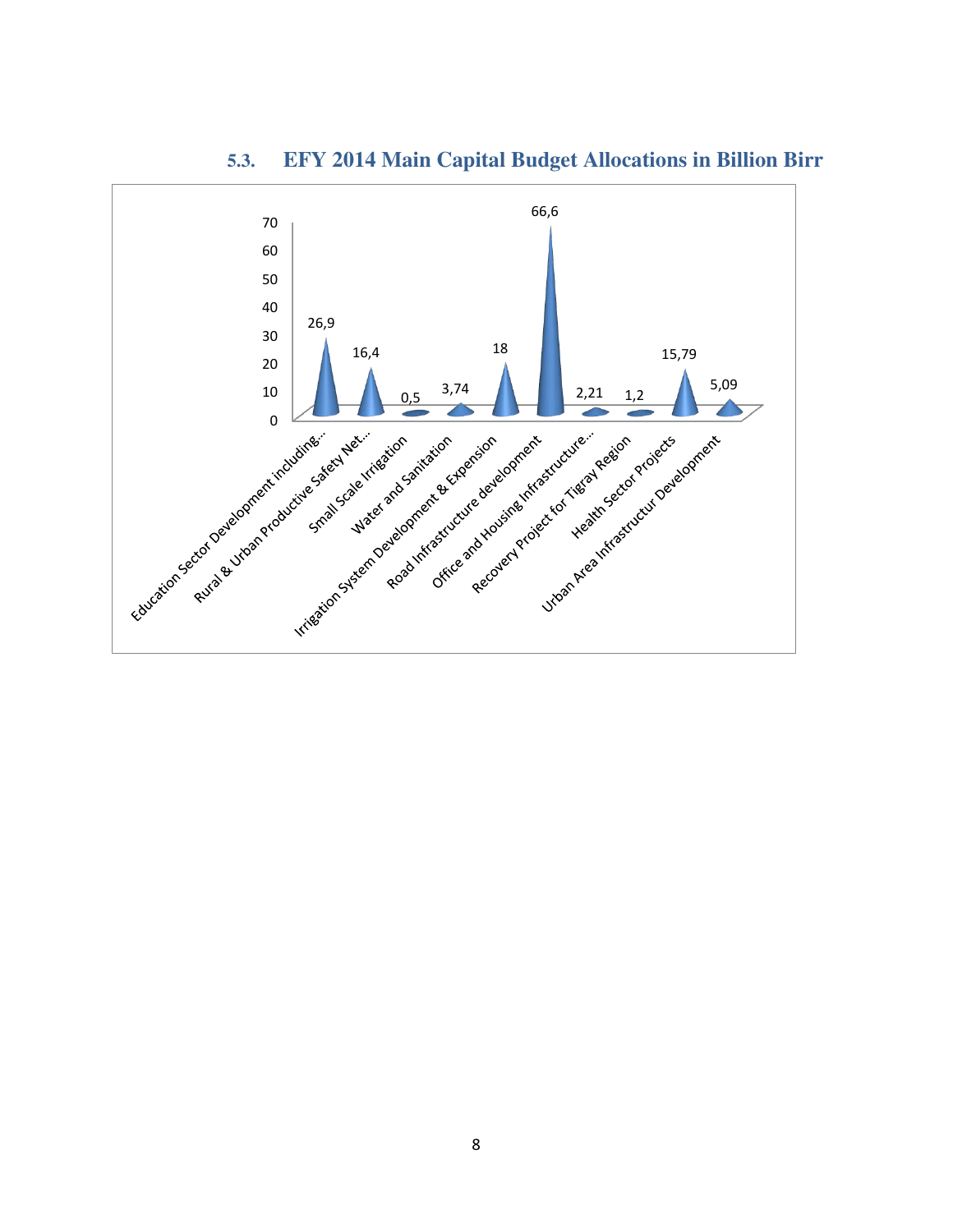### 5.3. EFY 2014 Main Capital Budget Allocations in Billion Birr

| Category | Billion Birr |
|---|---|
| Education Sector Development including... | 26,9 |
| Rural & Urban Productive Safety Net... | 16,4 |
| Small Scale Irrigation | 0,5 |
| Water and Sanitation | 3,74 |
| Irrigation System Development & Expension | 18 |
| Road Infrastructure development | 66,6 |
| Office and Housing Infrastructure... | 2,21 |
| Recovery Project for Tigray Region | 1,2 |
| Health Sector Projects | 15,79 |
| Urban Area Infrastructur Development | 5,09 |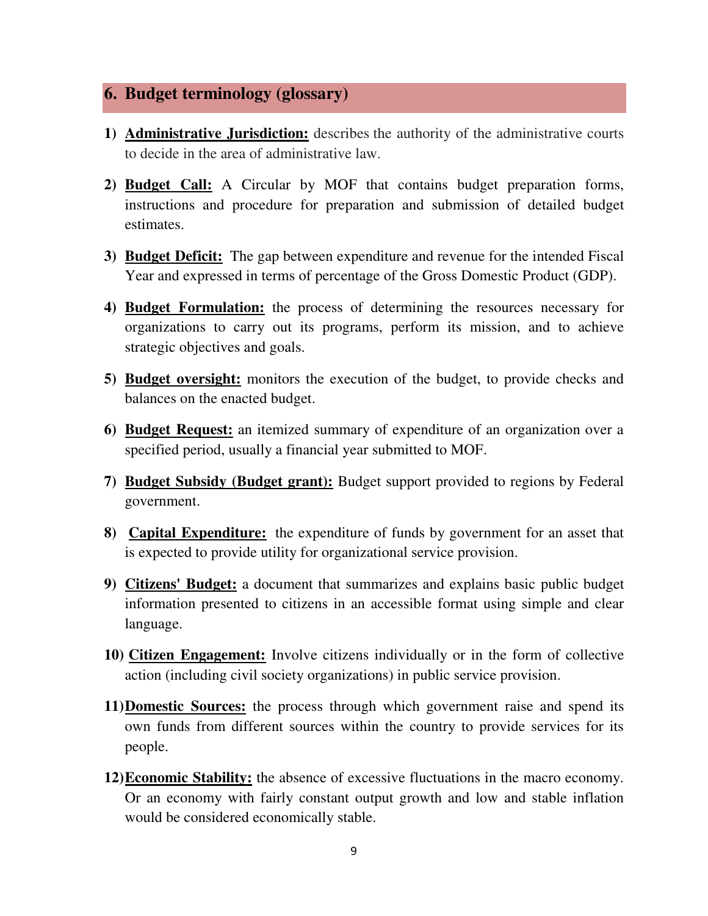## 6. Budget terminology (glossary)

1) **Administrative Jurisdiction:** describes the authority of the administrative courts to decide in the area of administrative law.

2) **Budget Call:** A Circular by MOF that contains budget preparation forms, instructions and procedure for preparation and submission of detailed budget estimates.

3) **Budget Deficit:** The gap between expenditure and revenue for the intended Fiscal Year and expressed in terms of percentage of the Gross Domestic Product (GDP).

4) **Budget Formulation:** the process of determining the resources necessary for organizations to carry out its programs, perform its mission, and to achieve strategic objectives and goals.

5) **Budget oversight:** monitors the execution of the budget, to provide checks and balances on the enacted budget.

6) **Budget Request:** an itemized summary of expenditure of an organization over a specified period, usually a financial year submitted to MOF.

7) **Budget Subsidy (Budget grant):** Budget support provided to regions by Federal government.

8) **Capital Expenditure:** the expenditure of funds by government for an asset that is expected to provide utility for organizational service provision.

9) **Citizens' Budget:** a document that summarizes and explains basic public budget information presented to citizens in an accessible format using simple and clear language.

10) **Citizen Engagement:** Involve citizens individually or in the form of collective action (including civil society organizations) in public service provision.

11) **Domestic Sources:** the process through which government raise and spend its own funds from different sources within the country to provide services for its people.

12) **Economic Stability:** the absence of excessive fluctuations in the macro economy. Or an economy with fairly constant output growth and low and stable inflation would be considered economically stable.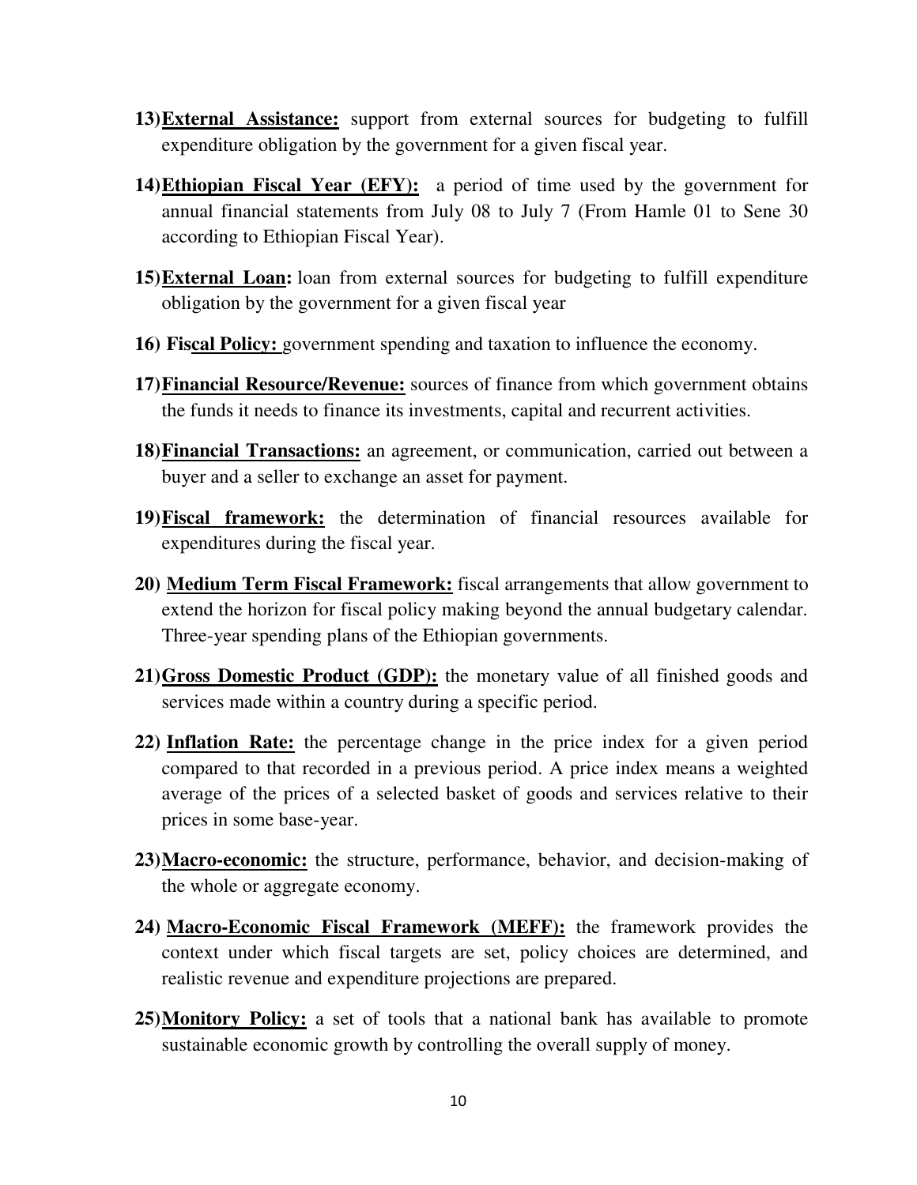13) **External Assistance:** support from external sources for budgeting to fulfill expenditure obligation by the government for a given fiscal year.

14) **Ethiopian Fiscal Year (EFY):** a period of time used by the government for annual financial statements from July 08 to July 7 (From Hamle 01 to Sene 30 according to Ethiopian Fiscal Year).

15) **External Loan:** loan from external sources for budgeting to fulfill expenditure obligation by the government for a given fiscal year

16) **Fiscal Policy:** government spending and taxation to influence the economy.

17) **Financial Resource/Revenue:** sources of finance from which government obtains the funds it needs to finance its investments, capital and recurrent activities.

18) **Financial Transactions:** an agreement, or communication, carried out between a buyer and a seller to exchange an asset for payment.

19) **Fiscal framework:** the determination of financial resources available for expenditures during the fiscal year.

20) **Medium Term Fiscal Framework:** fiscal arrangements that allow government to extend the horizon for fiscal policy making beyond the annual budgetary calendar. Three-year spending plans of the Ethiopian governments.

21) **Gross Domestic Product (GDP):** the monetary value of all finished goods and services made within a country during a specific period.

22) **Inflation Rate:** the percentage change in the price index for a given period compared to that recorded in a previous period. A price index means a weighted average of the prices of a selected basket of goods and services relative to their prices in some base-year.

23) **Macro-economic:** the structure, performance, behavior, and decision-making of the whole or aggregate economy.

24) **Macro-Economic Fiscal Framework (MEFF):** the framework provides the context under which fiscal targets are set, policy choices are determined, and realistic revenue and expenditure projections are prepared.

25) **Monitory Policy:** a set of tools that a national bank has available to promote sustainable economic growth by controlling the overall supply of money.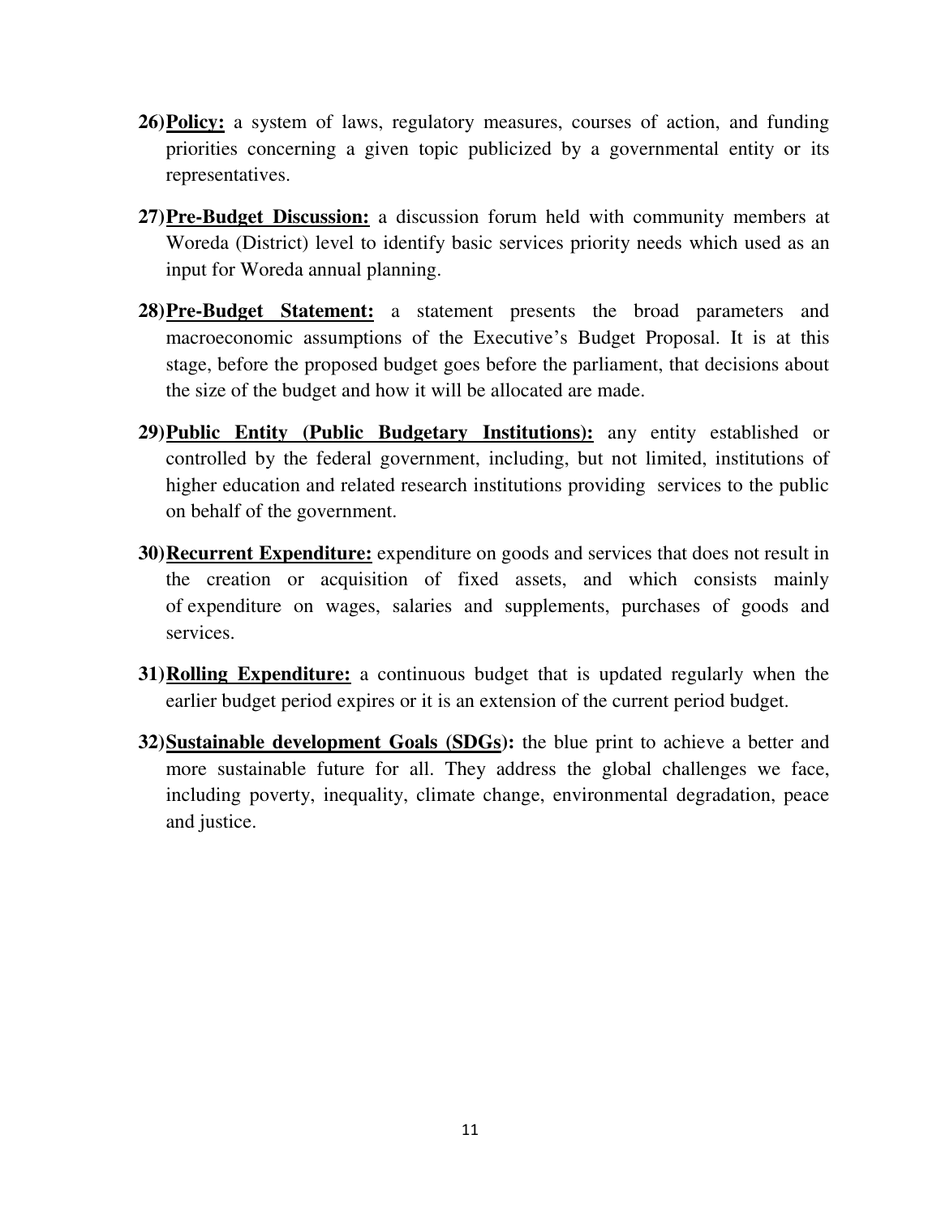26) **<u>Policy:</u>** a system of laws, regulatory measures, courses of action, and funding priorities concerning a given topic publicized by a governmental entity or its representatives.

27) **<u>Pre-Budget Discussion:</u>** a discussion forum held with community members at Woreda (District) level to identify basic services priority needs which used as an input for Woreda annual planning.

28) **<u>Pre-Budget Statement:</u>** a statement presents the broad parameters and macroeconomic assumptions of the Executive's Budget Proposal. It is at this stage, before the proposed budget goes before the parliament, that decisions about the size of the budget and how it will be allocated are made.

29) **<u>Public Entity (Public Budgetary Institutions):</u>** any entity established or controlled by the federal government, including, but not limited, institutions of higher education and related research institutions providing services to the public on behalf of the government.

30) **<u>Recurrent Expenditure:</u>** expenditure on goods and services that does not result in the creation or acquisition of fixed assets, and which consists mainly of expenditure on wages, salaries and supplements, purchases of goods and services.

31) **<u>Rolling Expenditure:</u>** a continuous budget that is updated regularly when the earlier budget period expires or it is an extension of the current period budget.

32) **<u>Sustainable development Goals (SDGs</u>):** the blue print to achieve a better and more sustainable future for all. They address the global challenges we face, including poverty, inequality, climate change, environmental degradation, peace and justice.